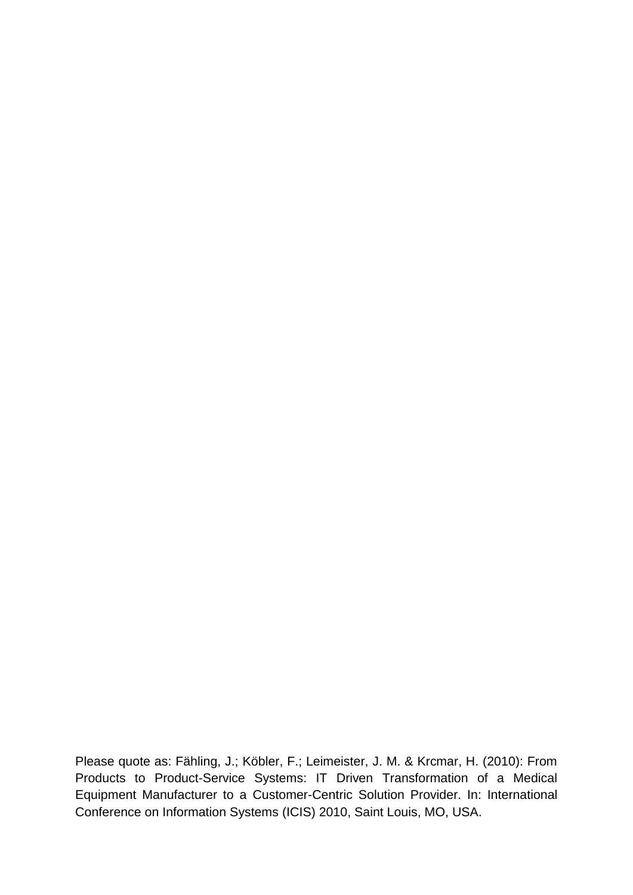Please quote as: Fähling, J.; Köbler, F.; Leimeister, J. M. & Krcmar, H. (2010): From Products to Product-Service Systems: IT Driven Transformation of a Medical Equipment Manufacturer to a Customer-Centric Solution Provider. In: International Conference on Information Systems (ICIS) 2010, Saint Louis, MO, USA.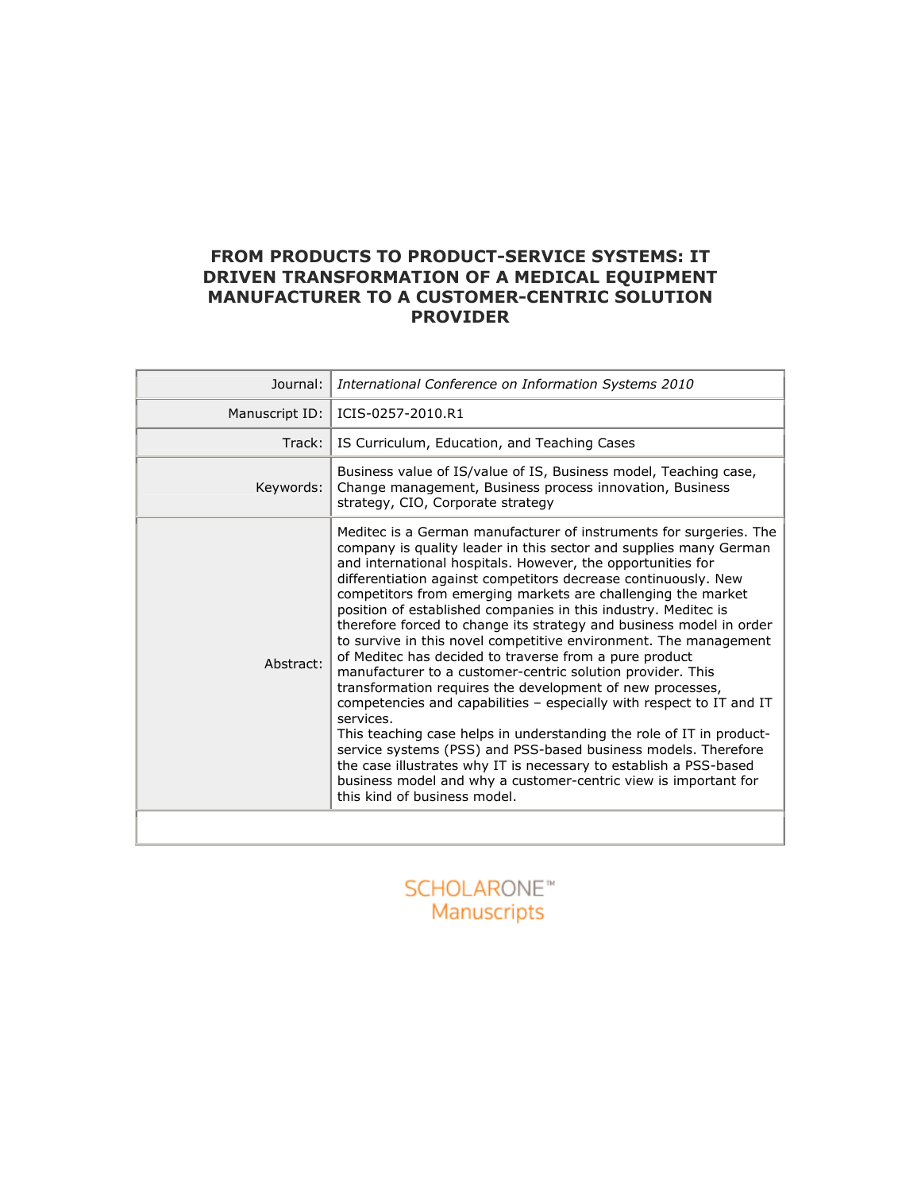# FROM PRODUCTS TO PRODUCT-SERVICE SYSTEMS: IT DRIVEN TRANSFORMATION OF A MEDICAL EQUIPMENT MANUFACTURER TO A CUSTOMER-CENTRIC SOLUTION PROVIDER

| | |
|---|---|
| Journal: | *International Conference on Information Systems 2010* |
| Manuscript ID: | ICIS-0257-2010.R1 |
| Track: | IS Curriculum, Education, and Teaching Cases |
| Keywords: | Business value of IS/value of IS, Business model, Teaching case, Change management, Business process innovation, Business strategy, CIO, Corporate strategy |
| Abstract: | Meditec is a German manufacturer of instruments for surgeries. The company is quality leader in this sector and supplies many German and international hospitals. However, the opportunities for differentiation against competitors decrease continuously. New competitors from emerging markets are challenging the market position of established companies in this industry. Meditec is therefore forced to change its strategy and business model in order to survive in this novel competitive environment. The management of Meditec has decided to traverse from a pure product manufacturer to a customer-centric solution provider. This transformation requires the development of new processes, competencies and capabilities – especially with respect to IT and IT services.<br>This teaching case helps in understanding the role of IT in product-service systems (PSS) and PSS-based business models. Therefore the case illustrates why IT is necessary to establish a PSS-based business model and why a customer-centric view is important for this kind of business model. |

SCHOLARONE™ Manuscripts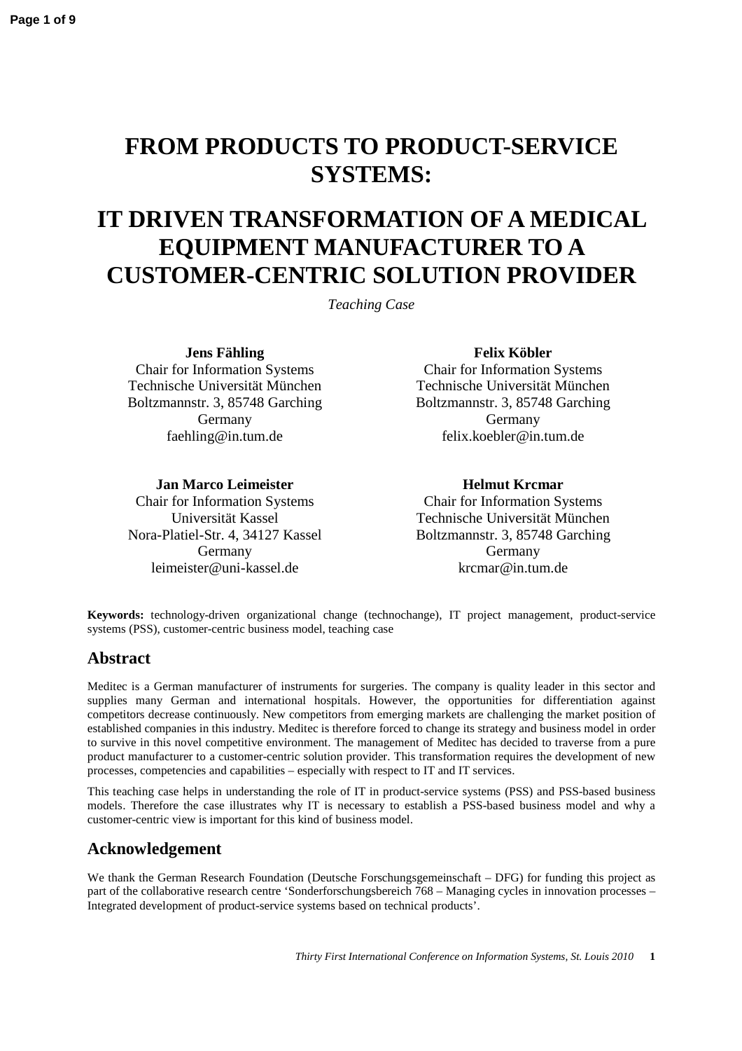# FROM PRODUCTS TO PRODUCT-SERVICE SYSTEMS:

# IT DRIVEN TRANSFORMATION OF A MEDICAL EQUIPMENT MANUFACTURER TO A CUSTOMER-CENTRIC SOLUTION PROVIDER

*Teaching Case*

**Jens Fähling**
Chair for Information Systems
Technische Universität München
Boltzmannstr. 3, 85748 Garching
Germany
faehling@in.tum.de

**Felix Köbler**
Chair for Information Systems
Technische Universität München
Boltzmannstr. 3, 85748 Garching
Germany
felix.koebler@in.tum.de

**Jan Marco Leimeister**
Chair for Information Systems
Universität Kassel
Nora-Platiel-Str. 4, 34127 Kassel
Germany
leimeister@uni-kassel.de

**Helmut Krcmar**
Chair for Information Systems
Technische Universität München
Boltzmannstr. 3, 85748 Garching
Germany
krcmar@in.tum.de

**Keywords:** technology-driven organizational change (technochange), IT project management, product-service systems (PSS), customer-centric business model, teaching case

## Abstract

Meditec is a German manufacturer of instruments for surgeries. The company is quality leader in this sector and supplies many German and international hospitals. However, the opportunities for differentiation against competitors decrease continuously. New competitors from emerging markets are challenging the market position of established companies in this industry. Meditec is therefore forced to change its strategy and business model in order to survive in this novel competitive environment. The management of Meditec has decided to traverse from a pure product manufacturer to a customer-centric solution provider. This transformation requires the development of new processes, competencies and capabilities – especially with respect to IT and IT services.

This teaching case helps in understanding the role of IT in product-service systems (PSS) and PSS-based business models. Therefore the case illustrates why IT is necessary to establish a PSS-based business model and why a customer-centric view is important for this kind of business model.

## Acknowledgement

We thank the German Research Foundation (Deutsche Forschungsgemeinschaft – DFG) for funding this project as part of the collaborative research centre 'Sonderforschungsbereich 768 – Managing cycles in innovation processes – Integrated development of product-service systems based on technical products'.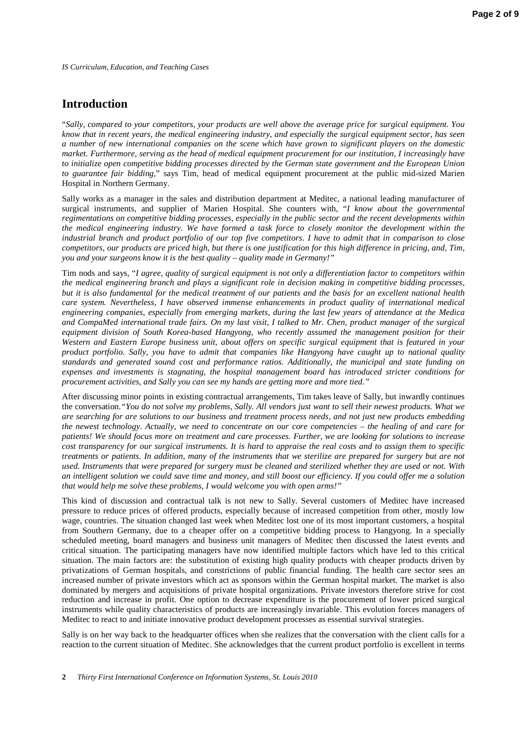## Introduction

"*Sally, compared to your competitors, your products are well above the average price for surgical equipment. You know that in recent years, the medical engineering industry, and especially the surgical equipment sector, has seen a number of new international companies on the scene which have grown to significant players on the domestic market. Furthermore, serving as the head of medical equipment procurement for our institution, I increasingly have to initialize open competitive bidding processes directed by the German state government and the European Union to guarantee fair bidding,*" says Tim, head of medical equipment procurement at the public mid-sized Marien Hospital in Northern Germany.

Sally works as a manager in the sales and distribution department at Meditec, a national leading manufacturer of surgical instruments, and supplier of Marien Hospital. She counters with, "*I know about the governmental regimentations on competitive bidding processes, especially in the public sector and the recent developments within the medical engineering industry. We have formed a task force to closely monitor the development within the industrial branch and product portfolio of our top five competitors. I have to admit that in comparison to close competitors, our products are priced high, but there is one justification for this high difference in pricing, and, Tim, you and your surgeons know it is the best quality – quality made in Germany!*"

Tim nods and says, "*I agree, quality of surgical equipment is not only a differentiation factor to competitors within the medical engineering branch and plays a significant role in decision making in competitive bidding processes, but it is also fundamental for the medical treatment of our patients and the basis for an excellent national health care system. Nevertheless, I have observed immense enhancements in product quality of international medical engineering companies, especially from emerging markets, during the last few years of attendance at the Medica and CompaMed international trade fairs. On my last visit, I talked to Mr. Chen, product manager of the surgical equipment division of South Korea-based Hangyong, who recently assumed the management position for their Western and Eastern Europe business unit, about offers on specific surgical equipment that is featured in your product portfolio. Sally, you have to admit that companies like Hangyong have caught up to national quality standards and generated sound cost and performance ratios. Additionally, the municipal and state funding on expenses and investments is stagnating, the hospital management board has introduced stricter conditions for procurement activities, and Sally you can see my hands are getting more and more tied.*"

After discussing minor points in existing contractual arrangements, Tim takes leave of Sally, but inwardly continues the conversation."*You do not solve my problems, Sally. All vendors just want to sell their newest products. What we are searching for are solutions to our business and treatment process needs, and not just new products embedding the newest technology. Actually, we need to concentrate on our core competencies – the healing of and care for patients! We should focus more on treatment and care processes. Further, we are looking for solutions to increase cost transparency for our surgical instruments. It is hard to appraise the real costs and to assign them to specific treatments or patients. In addition, many of the instruments that we sterilize are prepared for surgery but are not used. Instruments that were prepared for surgery must be cleaned and sterilized whether they are used or not. With an intelligent solution we could save time and money, and still boost our efficiency. If you could offer me a solution that would help me solve these problems, I would welcome you with open arms!*"

This kind of discussion and contractual talk is not new to Sally. Several customers of Meditec have increased pressure to reduce prices of offered products, especially because of increased competition from other, mostly low wage, countries. The situation changed last week when Meditec lost one of its most important customers, a hospital from Southern Germany, due to a cheaper offer on a competitive bidding process to Hangyong. In a specially scheduled meeting, board managers and business unit managers of Meditec then discussed the latest events and critical situation. The participating managers have now identified multiple factors which have led to this critical situation. The main factors are: the substitution of existing high quality products with cheaper products driven by privatizations of German hospitals, and constrictions of public financial funding. The health care sector sees an increased number of private investors which act as sponsors within the German hospital market. The market is also dominated by mergers and acquisitions of private hospital organizations. Private investors therefore strive for cost reduction and increase in profit. One option to decrease expenditure is the procurement of lower priced surgical instruments while quality characteristics of products are increasingly invariable. This evolution forces managers of Meditec to react to and initiate innovative product development processes as essential survival strategies.

Sally is on her way back to the headquarter offices when she realizes that the conversation with the client calls for a reaction to the current situation of Meditec. She acknowledges that the current product portfolio is excellent in terms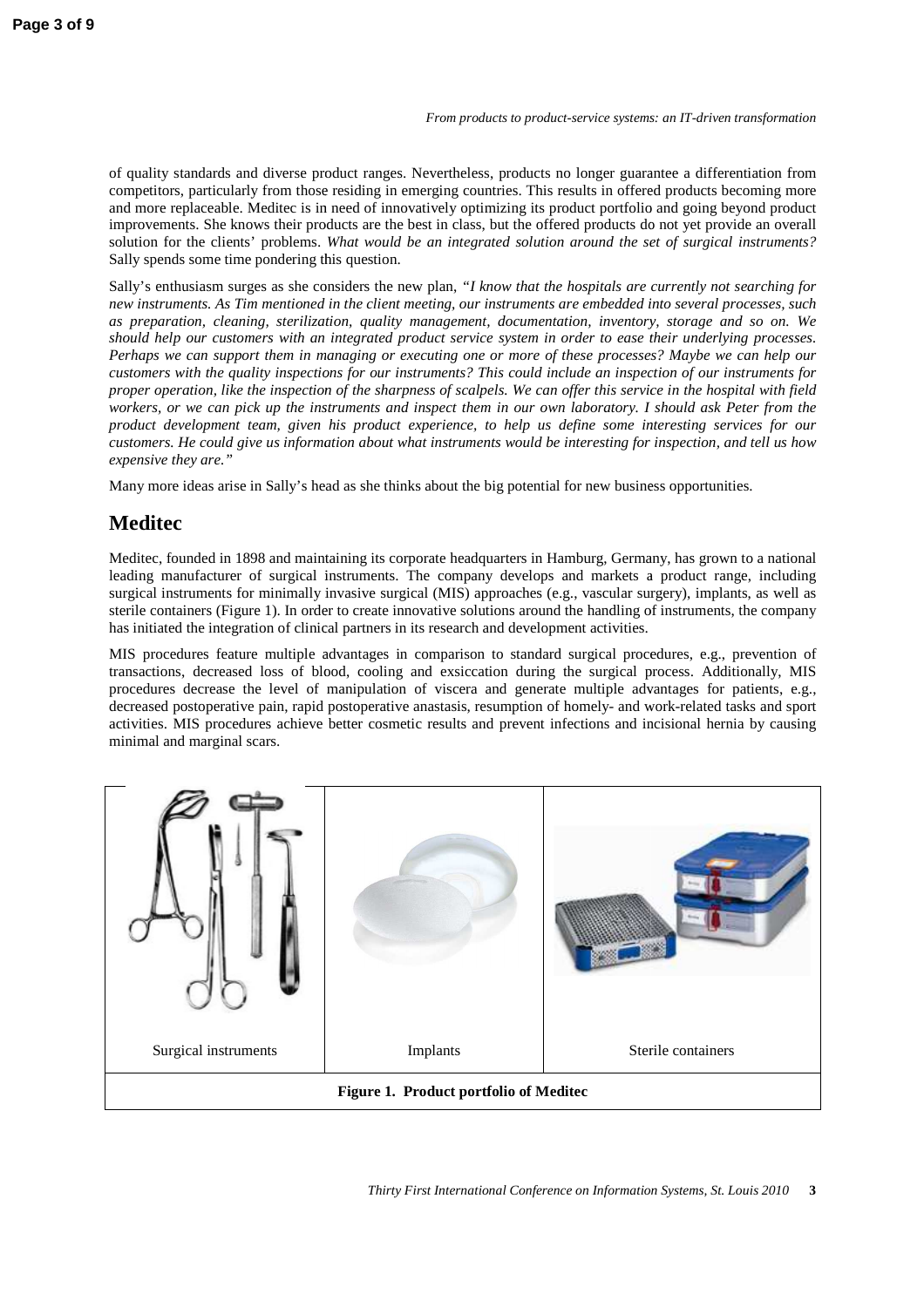of quality standards and diverse product ranges. Nevertheless, products no longer guarantee a differentiation from competitors, particularly from those residing in emerging countries. This results in offered products becoming more and more replaceable. Meditec is in need of innovatively optimizing its product portfolio and going beyond product improvements. She knows their products are the best in class, but the offered products do not yet provide an overall solution for the clients' problems. *What would be an integrated solution around the set of surgical instruments?* Sally spends some time pondering this question.

Sally's enthusiasm surges as she considers the new plan, *"I know that the hospitals are currently not searching for new instruments. As Tim mentioned in the client meeting, our instruments are embedded into several processes, such as preparation, cleaning, sterilization, quality management, documentation, inventory, storage and so on. We should help our customers with an integrated product service system in order to ease their underlying processes. Perhaps we can support them in managing or executing one or more of these processes? Maybe we can help our customers with the quality inspections for our instruments? This could include an inspection of our instruments for proper operation, like the inspection of the sharpness of scalpels. We can offer this service in the hospital with field workers, or we can pick up the instruments and inspect them in our own laboratory. I should ask Peter from the product development team, given his product experience, to help us define some interesting services for our customers. He could give us information about what instruments would be interesting for inspection, and tell us how expensive they are."*

Many more ideas arise in Sally's head as she thinks about the big potential for new business opportunities.

## Meditec

Meditec, founded in 1898 and maintaining its corporate headquarters in Hamburg, Germany, has grown to a national leading manufacturer of surgical instruments. The company develops and markets a product range, including surgical instruments for minimally invasive surgical (MIS) approaches (e.g., vascular surgery), implants, as well as sterile containers (Figure 1). In order to create innovative solutions around the handling of instruments, the company has initiated the integration of clinical partners in its research and development activities.

MIS procedures feature multiple advantages in comparison to standard surgical procedures, e.g., prevention of transactions, decreased loss of blood, cooling and exsiccation during the surgical process. Additionally, MIS procedures decrease the level of manipulation of viscera and generate multiple advantages for patients, e.g., decreased postoperative pain, rapid postoperative anastasis, resumption of homely- and work-related tasks and sport activities. MIS procedures achieve better cosmetic results and prevent infections and incisional hernia by causing minimal and marginal scars.

Surgical instruments

Implants

Sterile containers

**Figure 1. Product portfolio of Meditec**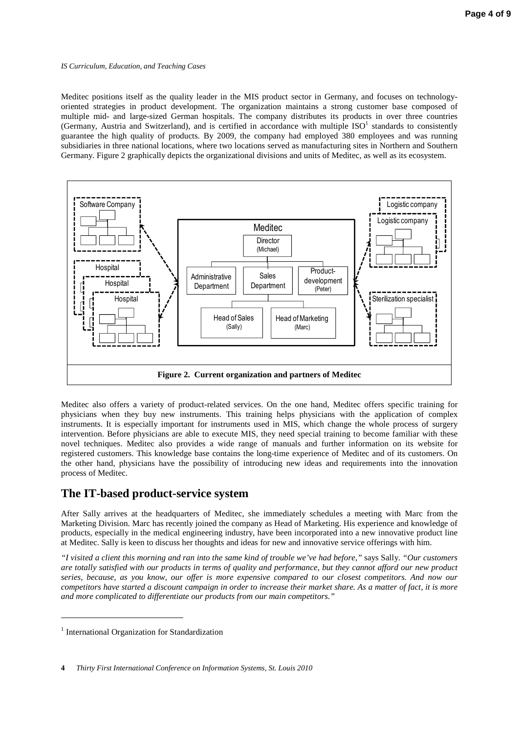Meditec positions itself as the quality leader in the MIS product sector in Germany, and focuses on technology-oriented strategies in product development. The organization maintains a strong customer base composed of multiple mid- and large-sized German hospitals. The company distributes its products in over three countries (Germany, Austria and Switzerland), and is certified in accordance with multiple ISO[1] standards to consistently guarantee the high quality of products. By 2009, the company had employed 380 employees and was running subsidiaries in three national locations, where two locations served as manufacturing sites in Northern and Southern Germany. Figure 2 graphically depicts the organizational divisions and units of Meditec, as well as its ecosystem.

**Figure 2. Current organization and partners of Meditec**

Meditec also offers a variety of product-related services. On the one hand, Meditec offers specific training for physicians when they buy new instruments. This training helps physicians with the application of complex instruments. It is especially important for instruments used in MIS, which change the whole process of surgery intervention. Before physicians are able to execute MIS, they need special training to become familiar with these novel techniques. Meditec also provides a wide range of manuals and further information on its website for registered customers. This knowledge base contains the long-time experience of Meditec and of its customers. On the other hand, physicians have the possibility of introducing new ideas and requirements into the innovation process of Meditec.

## The IT-based product-service system

After Sally arrives at the headquarters of Meditec, she immediately schedules a meeting with Marc from the Marketing Division. Marc has recently joined the company as Head of Marketing. His experience and knowledge of products, especially in the medical engineering industry, have been incorporated into a new innovative product line at Meditec. Sally is keen to discuss her thoughts and ideas for new and innovative service offerings with him.

*"I visited a client this morning and ran into the same kind of trouble we've had before,"* says Sally. *"Our customers are totally satisfied with our products in terms of quality and performance, but they cannot afford our new product series, because, as you know, our offer is more expensive compared to our closest competitors. And now our competitors have started a discount campaign in order to increase their market share. As a matter of fact, it is more and more complicated to differentiate our products from our main competitors."*

[1] International Organization for Standardization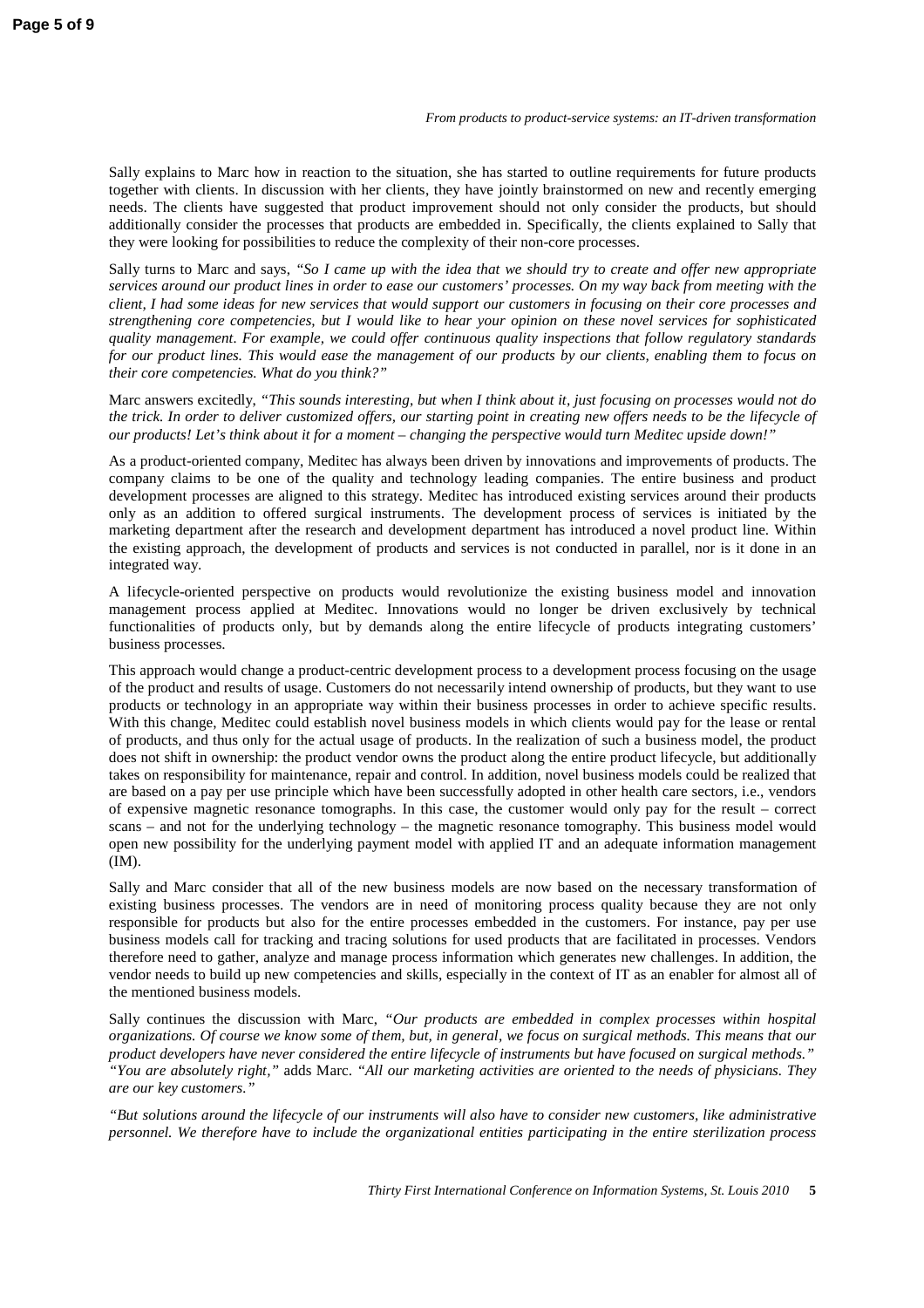Sally explains to Marc how in reaction to the situation, she has started to outline requirements for future products together with clients. In discussion with her clients, they have jointly brainstormed on new and recently emerging needs. The clients have suggested that product improvement should not only consider the products, but should additionally consider the processes that products are embedded in. Specifically, the clients explained to Sally that they were looking for possibilities to reduce the complexity of their non-core processes.

Sally turns to Marc and says, *"So I came up with the idea that we should try to create and offer new appropriate services around our product lines in order to ease our customers' processes. On my way back from meeting with the client, I had some ideas for new services that would support our customers in focusing on their core processes and strengthening core competencies, but I would like to hear your opinion on these novel services for sophisticated quality management. For example, we could offer continuous quality inspections that follow regulatory standards for our product lines. This would ease the management of our products by our clients, enabling them to focus on their core competencies. What do you think?"*

Marc answers excitedly, *"This sounds interesting, but when I think about it, just focusing on processes would not do the trick. In order to deliver customized offers, our starting point in creating new offers needs to be the lifecycle of our products! Let's think about it for a moment – changing the perspective would turn Meditec upside down!"*

As a product-oriented company, Meditec has always been driven by innovations and improvements of products. The company claims to be one of the quality and technology leading companies. The entire business and product development processes are aligned to this strategy. Meditec has introduced existing services around their products only as an addition to offered surgical instruments. The development process of services is initiated by the marketing department after the research and development department has introduced a novel product line. Within the existing approach, the development of products and services is not conducted in parallel, nor is it done in an integrated way.

A lifecycle-oriented perspective on products would revolutionize the existing business model and innovation management process applied at Meditec. Innovations would no longer be driven exclusively by technical functionalities of products only, but by demands along the entire lifecycle of products integrating customers' business processes.

This approach would change a product-centric development process to a development process focusing on the usage of the product and results of usage. Customers do not necessarily intend ownership of products, but they want to use products or technology in an appropriate way within their business processes in order to achieve specific results. With this change, Meditec could establish novel business models in which clients would pay for the lease or rental of products, and thus only for the actual usage of products. In the realization of such a business model, the product does not shift in ownership: the product vendor owns the product along the entire product lifecycle, but additionally takes on responsibility for maintenance, repair and control. In addition, novel business models could be realized that are based on a pay per use principle which have been successfully adopted in other health care sectors, i.e., vendors of expensive magnetic resonance tomographs. In this case, the customer would only pay for the result – correct scans – and not for the underlying technology – the magnetic resonance tomography. This business model would open new possibility for the underlying payment model with applied IT and an adequate information management (IM).

Sally and Marc consider that all of the new business models are now based on the necessary transformation of existing business processes. The vendors are in need of monitoring process quality because they are not only responsible for products but also for the entire processes embedded in the customers. For instance, pay per use business models call for tracking and tracing solutions for used products that are facilitated in processes. Vendors therefore need to gather, analyze and manage process information which generates new challenges. In addition, the vendor needs to build up new competencies and skills, especially in the context of IT as an enabler for almost all of the mentioned business models.

Sally continues the discussion with Marc, *"Our products are embedded in complex processes within hospital organizations. Of course we know some of them, but, in general, we focus on surgical methods. This means that our product developers have never considered the entire lifecycle of instruments but have focused on surgical methods." "You are absolutely right,"* adds Marc. *"All our marketing activities are oriented to the needs of physicians. They are our key customers."*

*"But solutions around the lifecycle of our instruments will also have to consider new customers, like administrative personnel. We therefore have to include the organizational entities participating in the entire sterilization process*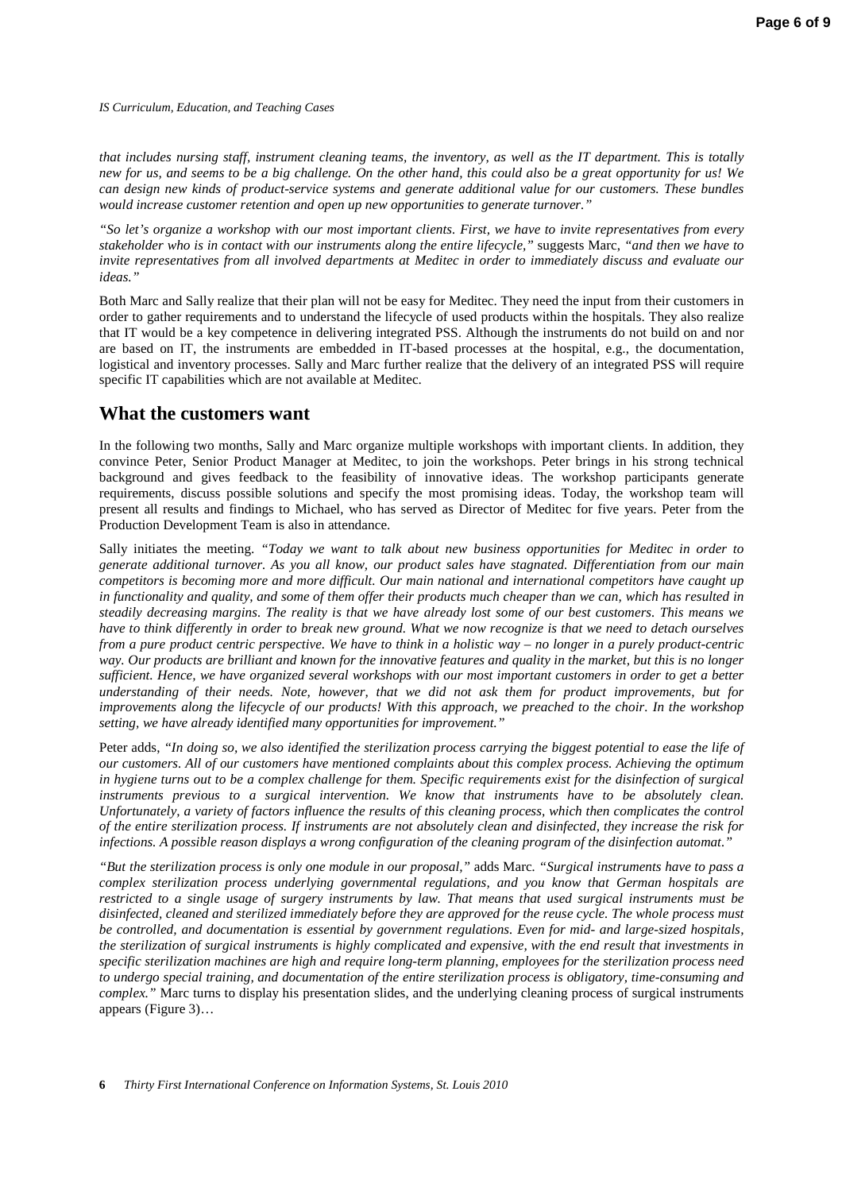*that includes nursing staff, instrument cleaning teams, the inventory, as well as the IT department. This is totally new for us, and seems to be a big challenge. On the other hand, this could also be a great opportunity for us! We can design new kinds of product-service systems and generate additional value for our customers. These bundles would increase customer retention and open up new opportunities to generate turnover."*

*"So let's organize a workshop with our most important clients. First, we have to invite representatives from every stakeholder who is in contact with our instruments along the entire lifecycle,"* suggests Marc, *"and then we have to invite representatives from all involved departments at Meditec in order to immediately discuss and evaluate our ideas."*

Both Marc and Sally realize that their plan will not be easy for Meditec. They need the input from their customers in order to gather requirements and to understand the lifecycle of used products within the hospitals. They also realize that IT would be a key competence in delivering integrated PSS. Although the instruments do not build on and nor are based on IT, the instruments are embedded in IT-based processes at the hospital, e.g., the documentation, logistical and inventory processes. Sally and Marc further realize that the delivery of an integrated PSS will require specific IT capabilities which are not available at Meditec.

## What the customers want

In the following two months, Sally and Marc organize multiple workshops with important clients. In addition, they convince Peter, Senior Product Manager at Meditec, to join the workshops. Peter brings in his strong technical background and gives feedback to the feasibility of innovative ideas. The workshop participants generate requirements, discuss possible solutions and specify the most promising ideas. Today, the workshop team will present all results and findings to Michael, who has served as Director of Meditec for five years. Peter from the Production Development Team is also in attendance.

Sally initiates the meeting. *"Today we want to talk about new business opportunities for Meditec in order to generate additional turnover. As you all know, our product sales have stagnated. Differentiation from our main competitors is becoming more and more difficult. Our main national and international competitors have caught up in functionality and quality, and some of them offer their products much cheaper than we can, which has resulted in steadily decreasing margins. The reality is that we have already lost some of our best customers. This means we have to think differently in order to break new ground. What we now recognize is that we need to detach ourselves from a pure product centric perspective. We have to think in a holistic way – no longer in a purely product-centric way. Our products are brilliant and known for the innovative features and quality in the market, but this is no longer sufficient. Hence, we have organized several workshops with our most important customers in order to get a better understanding of their needs. Note, however, that we did not ask them for product improvements, but for improvements along the lifecycle of our products! With this approach, we preached to the choir. In the workshop setting, we have already identified many opportunities for improvement."*

Peter adds, *"In doing so, we also identified the sterilization process carrying the biggest potential to ease the life of our customers. All of our customers have mentioned complaints about this complex process. Achieving the optimum in hygiene turns out to be a complex challenge for them. Specific requirements exist for the disinfection of surgical instruments previous to a surgical intervention. We know that instruments have to be absolutely clean. Unfortunately, a variety of factors influence the results of this cleaning process, which then complicates the control of the entire sterilization process. If instruments are not absolutely clean and disinfected, they increase the risk for infections. A possible reason displays a wrong configuration of the cleaning program of the disinfection automat."*

*"But the sterilization process is only one module in our proposal,"* adds Marc. *"Surgical instruments have to pass a complex sterilization process underlying governmental regulations, and you know that German hospitals are restricted to a single usage of surgery instruments by law. That means that used surgical instruments must be disinfected, cleaned and sterilized immediately before they are approved for the reuse cycle. The whole process must be controlled, and documentation is essential by government regulations. Even for mid- and large-sized hospitals, the sterilization of surgical instruments is highly complicated and expensive, with the end result that investments in specific sterilization machines are high and require long-term planning, employees for the sterilization process need to undergo special training, and documentation of the entire sterilization process is obligatory, time-consuming and complex."* Marc turns to display his presentation slides, and the underlying cleaning process of surgical instruments appears (Figure 3)…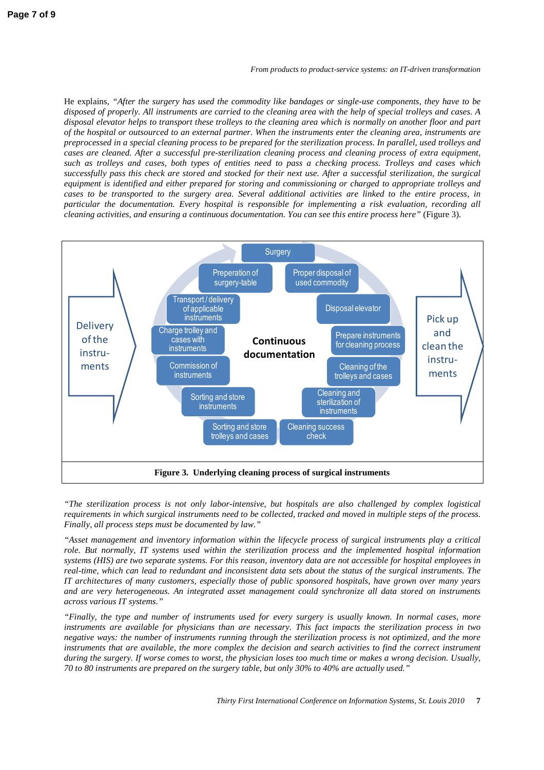He explains, *"After the surgery has used the commodity like bandages or single-use components, they have to be disposed of properly. All instruments are carried to the cleaning area with the help of special trolleys and cases. A disposal elevator helps to transport these trolleys to the cleaning area which is normally on another floor and part of the hospital or outsourced to an external partner. When the instruments enter the cleaning area, instruments are preprocessed in a special cleaning process to be prepared for the sterilization process. In parallel, used trolleys and cases are cleaned. After a successful pre-sterilization cleaning process and cleaning process of extra equipment, such as trolleys and cases, both types of entities need to pass a checking process. Trolleys and cases which successfully pass this check are stored and stocked for their next use. After a successful sterilization, the surgical equipment is identified and either prepared for storing and commissioning or charged to appropriate trolleys and cases to be transported to the surgery area. Several additional activities are linked to the entire process, in particular the documentation. Every hospital is responsible for implementing a risk evaluation, recording all cleaning activities, and ensuring a continuous documentation. You can see this entire process here"* (Figure 3).

Delivery of the instruments

Surgery

Proper disposal of used commodity

Disposal elevator

Prepare instruments for cleaning process

Cleaning of the trolleys and cases

Cleaning and sterilization of instruments

Cleaning success check

Sorting and store trolleys and cases

Sorting and store instruments

Commission of instruments

Charge trolley and cases with instruments

Transport / delivery of applicable instruments

Preperation of surgery-table

**Continuous documentation**

Pick up and clean the instruments

**Figure 3. Underlying cleaning process of surgical instruments**

*"The sterilization process is not only labor-intensive, but hospitals are also challenged by complex logistical requirements in which surgical instruments need to be collected, tracked and moved in multiple steps of the process. Finally, all process steps must be documented by law."*

*"Asset management and inventory information within the lifecycle process of surgical instruments play a critical role. But normally, IT systems used within the sterilization process and the implemented hospital information systems (HIS) are two separate systems. For this reason, inventory data are not accessible for hospital employees in real-time, which can lead to redundant and inconsistent data sets about the status of the surgical instruments. The IT architectures of many customers, especially those of public sponsored hospitals, have grown over many years and are very heterogeneous. An integrated asset management could synchronize all data stored on instruments across various IT systems."*

*"Finally, the type and number of instruments used for every surgery is usually known. In normal cases, more instruments are available for physicians than are necessary. This fact impacts the sterilization process in two negative ways: the number of instruments running through the sterilization process is not optimized, and the more instruments that are available, the more complex the decision and search activities to find the correct instrument during the surgery. If worse comes to worst, the physician loses too much time or makes a wrong decision. Usually, 70 to 80 instruments are prepared on the surgery table, but only 30% to 40% are actually used."*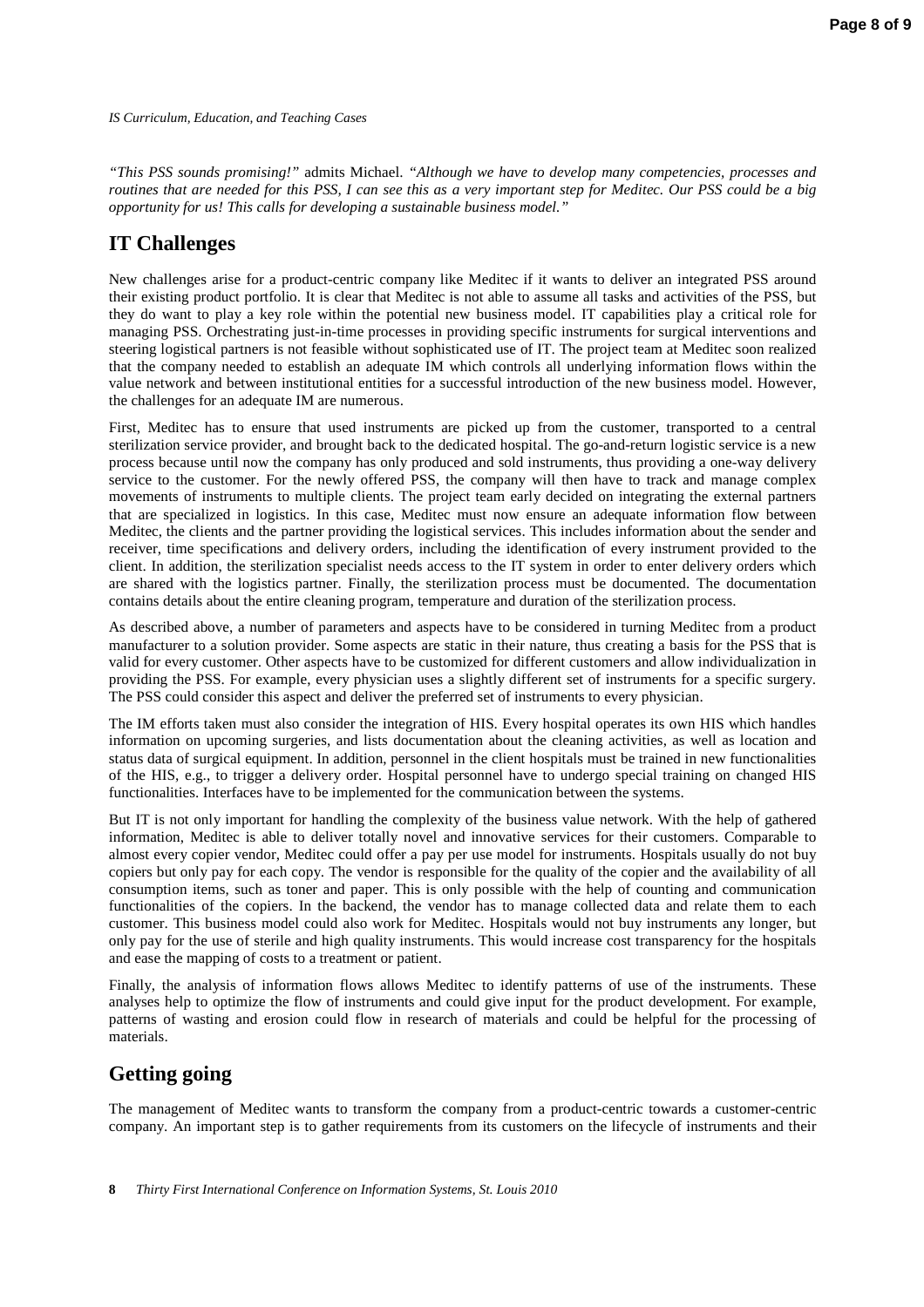*"This PSS sounds promising!"* admits Michael. *"Although we have to develop many competencies, processes and routines that are needed for this PSS, I can see this as a very important step for Meditec. Our PSS could be a big opportunity for us! This calls for developing a sustainable business model."*

## IT Challenges

New challenges arise for a product-centric company like Meditec if it wants to deliver an integrated PSS around their existing product portfolio. It is clear that Meditec is not able to assume all tasks and activities of the PSS, but they do want to play a key role within the potential new business model. IT capabilities play a critical role for managing PSS. Orchestrating just-in-time processes in providing specific instruments for surgical interventions and steering logistical partners is not feasible without sophisticated use of IT. The project team at Meditec soon realized that the company needed to establish an adequate IM which controls all underlying information flows within the value network and between institutional entities for a successful introduction of the new business model. However, the challenges for an adequate IM are numerous.

First, Meditec has to ensure that used instruments are picked up from the customer, transported to a central sterilization service provider, and brought back to the dedicated hospital. The go-and-return logistic service is a new process because until now the company has only produced and sold instruments, thus providing a one-way delivery service to the customer. For the newly offered PSS, the company will then have to track and manage complex movements of instruments to multiple clients. The project team early decided on integrating the external partners that are specialized in logistics. In this case, Meditec must now ensure an adequate information flow between Meditec, the clients and the partner providing the logistical services. This includes information about the sender and receiver, time specifications and delivery orders, including the identification of every instrument provided to the client. In addition, the sterilization specialist needs access to the IT system in order to enter delivery orders which are shared with the logistics partner. Finally, the sterilization process must be documented. The documentation contains details about the entire cleaning program, temperature and duration of the sterilization process.

As described above, a number of parameters and aspects have to be considered in turning Meditec from a product manufacturer to a solution provider. Some aspects are static in their nature, thus creating a basis for the PSS that is valid for every customer. Other aspects have to be customized for different customers and allow individualization in providing the PSS. For example, every physician uses a slightly different set of instruments for a specific surgery. The PSS could consider this aspect and deliver the preferred set of instruments to every physician.

The IM efforts taken must also consider the integration of HIS. Every hospital operates its own HIS which handles information on upcoming surgeries, and lists documentation about the cleaning activities, as well as location and status data of surgical equipment. In addition, personnel in the client hospitals must be trained in new functionalities of the HIS, e.g., to trigger a delivery order. Hospital personnel have to undergo special training on changed HIS functionalities. Interfaces have to be implemented for the communication between the systems.

But IT is not only important for handling the complexity of the business value network. With the help of gathered information, Meditec is able to deliver totally novel and innovative services for their customers. Comparable to almost every copier vendor, Meditec could offer a pay per use model for instruments. Hospitals usually do not buy copiers but only pay for each copy. The vendor is responsible for the quality of the copier and the availability of all consumption items, such as toner and paper. This is only possible with the help of counting and communication functionalities of the copiers. In the backend, the vendor has to manage collected data and relate them to each customer. This business model could also work for Meditec. Hospitals would not buy instruments any longer, but only pay for the use of sterile and high quality instruments. This would increase cost transparency for the hospitals and ease the mapping of costs to a treatment or patient.

Finally, the analysis of information flows allows Meditec to identify patterns of use of the instruments. These analyses help to optimize the flow of instruments and could give input for the product development. For example, patterns of wasting and erosion could flow in research of materials and could be helpful for the processing of materials.

## Getting going

The management of Meditec wants to transform the company from a product-centric towards a customer-centric company. An important step is to gather requirements from its customers on the lifecycle of instruments and their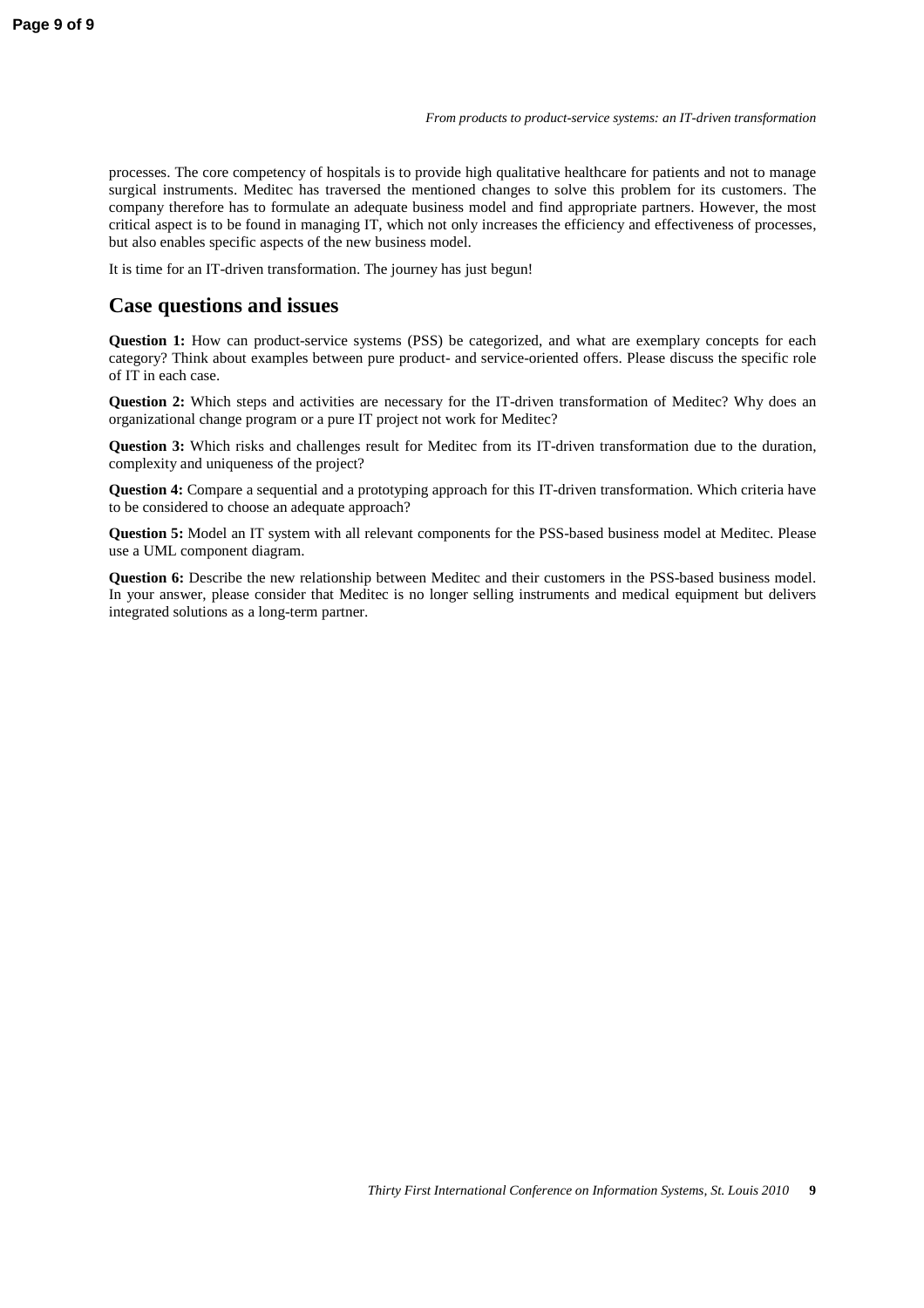processes. The core competency of hospitals is to provide high qualitative healthcare for patients and not to manage surgical instruments. Meditec has traversed the mentioned changes to solve this problem for its customers. The company therefore has to formulate an adequate business model and find appropriate partners. However, the most critical aspect is to be found in managing IT, which not only increases the efficiency and effectiveness of processes, but also enables specific aspects of the new business model.

It is time for an IT-driven transformation. The journey has just begun!

## Case questions and issues

**Question 1:** How can product-service systems (PSS) be categorized, and what are exemplary concepts for each category? Think about examples between pure product- and service-oriented offers. Please discuss the specific role of IT in each case.

**Question 2:** Which steps and activities are necessary for the IT-driven transformation of Meditec? Why does an organizational change program or a pure IT project not work for Meditec?

**Question 3:** Which risks and challenges result for Meditec from its IT-driven transformation due to the duration, complexity and uniqueness of the project?

**Question 4:** Compare a sequential and a prototyping approach for this IT-driven transformation. Which criteria have to be considered to choose an adequate approach?

**Question 5:** Model an IT system with all relevant components for the PSS-based business model at Meditec. Please use a UML component diagram.

**Question 6:** Describe the new relationship between Meditec and their customers in the PSS-based business model. In your answer, please consider that Meditec is no longer selling instruments and medical equipment but delivers integrated solutions as a long-term partner.